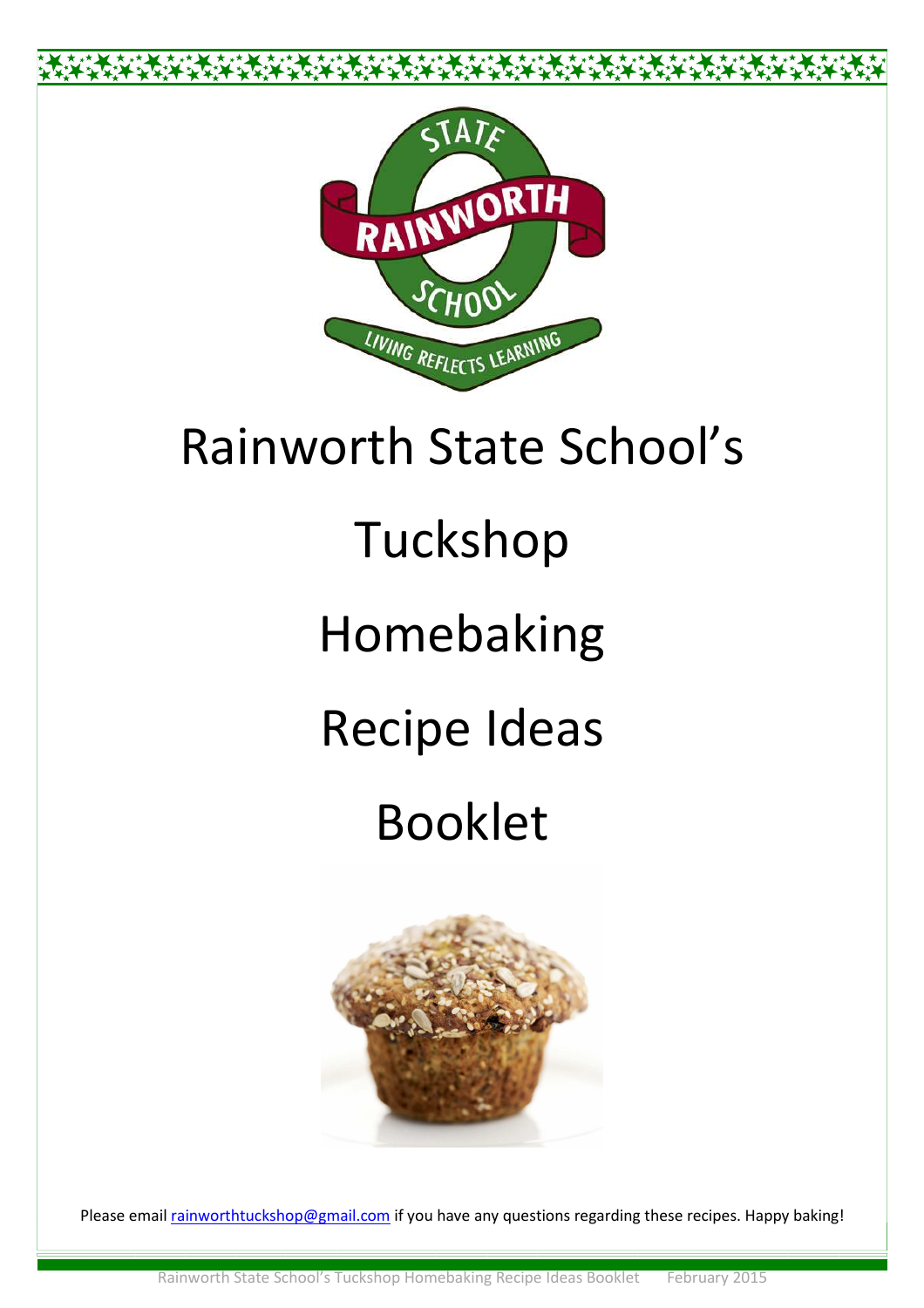# Rainworth State School's

# Tuckshop

# Homebaking

# Recipe Ideas

# Booklet

Please email rainworthtuckshop@gmail.com if you have any questions regarding these recipes. Happy baking!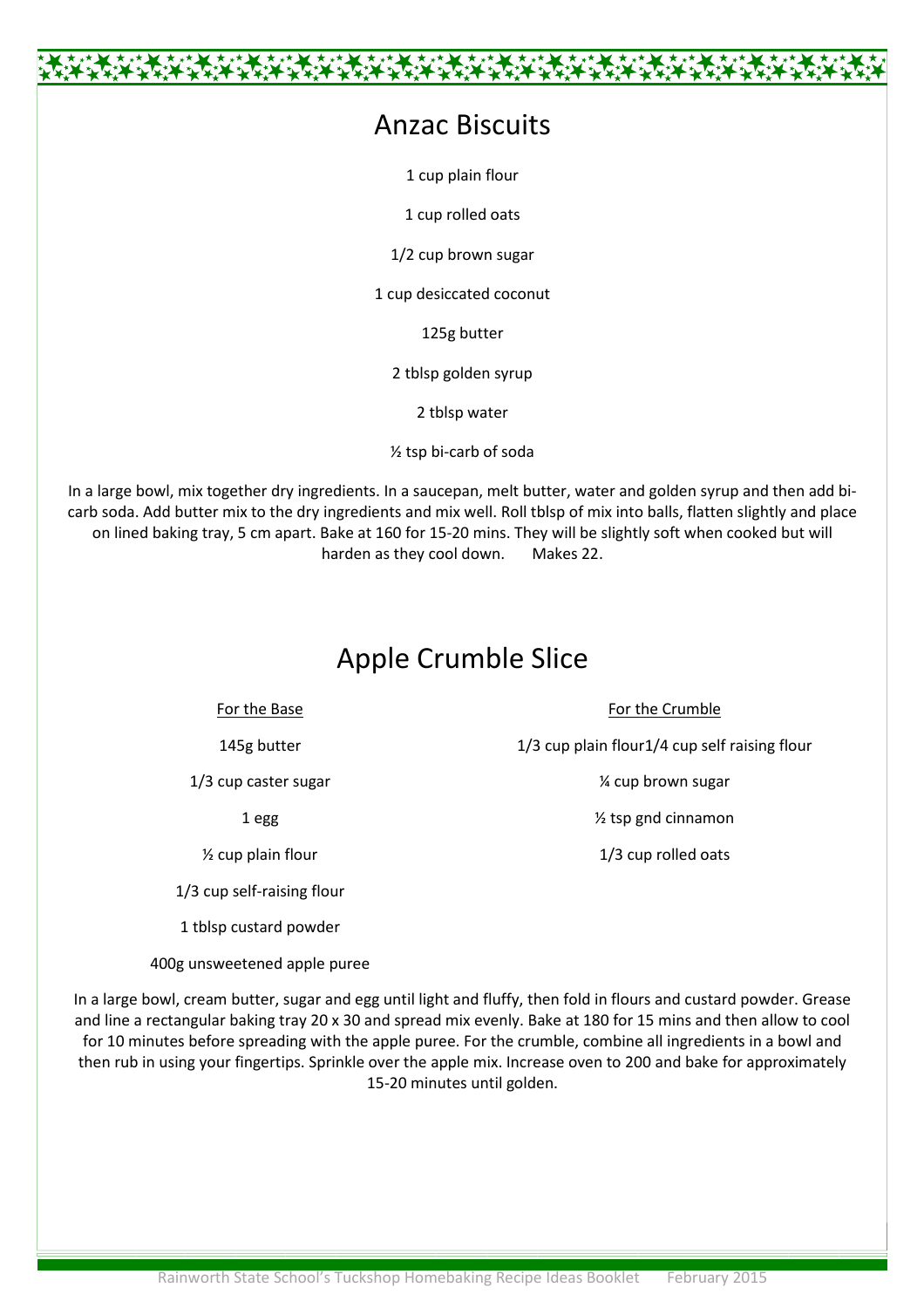# Anzac Biscuits

1 cup plain flour

1 cup rolled oats

1/2 cup brown sugar

1 cup desiccated coconut

125g butter

2 tblsp golden syrup

2 tblsp water

½ tsp bi-carb of soda

In a large bowl, mix together dry ingredients. In a saucepan, melt butter, water and golden syrup and then add bi-carb soda. Add butter mix to the dry ingredients and mix well. Roll tblsp of mix into balls, flatten slightly and place on lined baking tray, 5 cm apart. Bake at 160 for 15-20 mins. They will be slightly soft when cooked but will harden as they cool down. Makes 22.

# Apple Crumble Slice

For the Base

145g butter

1/3 cup caster sugar

1 egg

½ cup plain flour

1/3 cup self-raising flour

1 tblsp custard powder

400g unsweetened apple puree

For the Crumble

1/3 cup plain flour1/4 cup self raising flour

¼ cup brown sugar

½ tsp gnd cinnamon

1/3 cup rolled oats

In a large bowl, cream butter, sugar and egg until light and fluffy, then fold in flours and custard powder. Grease and line a rectangular baking tray 20 x 30 and spread mix evenly. Bake at 180 for 15 mins and then allow to cool for 10 minutes before spreading with the apple puree. For the crumble, combine all ingredients in a bowl and then rub in using your fingertips. Sprinkle over the apple mix. Increase oven to 200 and bake for approximately 15-20 minutes until golden.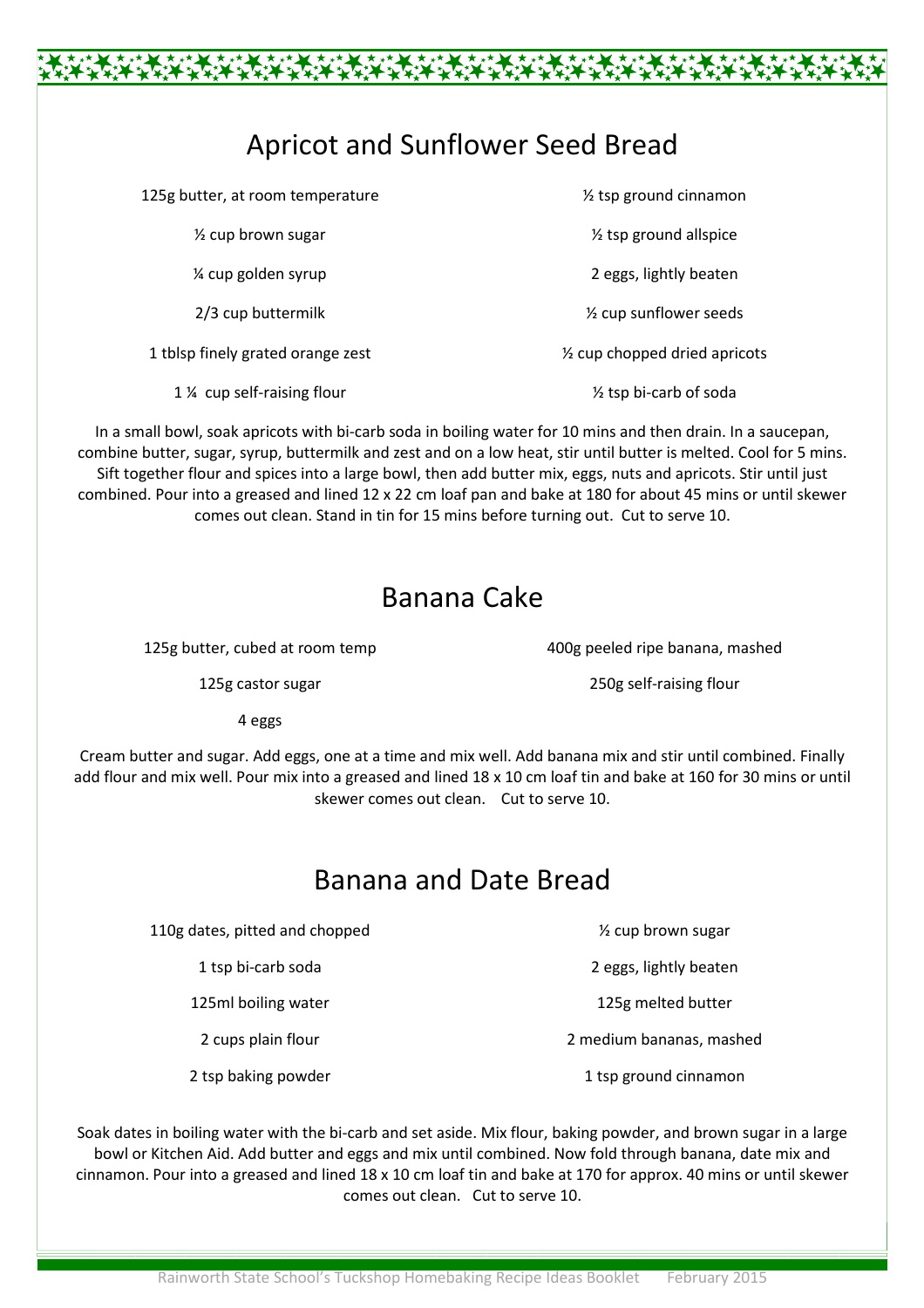## Apricot and Sunflower Seed Bread

- 125g butter, at room temperature
- ½ cup brown sugar
- ¼ cup golden syrup
- 2/3 cup buttermilk
- 1 tblsp finely grated orange zest
- 1 ¼ cup self-raising flour
- ½ tsp ground cinnamon
- ½ tsp ground allspice
- 2 eggs, lightly beaten
- ½ cup sunflower seeds
- ½ cup chopped dried apricots
- ½ tsp bi-carb of soda

In a small bowl, soak apricots with bi-carb soda in boiling water for 10 mins and then drain. In a saucepan, combine butter, sugar, syrup, buttermilk and zest and on a low heat, stir until butter is melted. Cool for 5 mins. Sift together flour and spices into a large bowl, then add butter mix, eggs, nuts and apricots. Stir until just combined. Pour into a greased and lined 12 x 22 cm loaf pan and bake at 180 for about 45 mins or until skewer comes out clean. Stand in tin for 15 mins before turning out. Cut to serve 10.

## Banana Cake

- 125g butter, cubed at room temp
- 125g castor sugar
- 4 eggs
- 400g peeled ripe banana, mashed
- 250g self-raising flour

Cream butter and sugar. Add eggs, one at a time and mix well. Add banana mix and stir until combined. Finally add flour and mix well. Pour mix into a greased and lined 18 x 10 cm loaf tin and bake at 160 for 30 mins or until skewer comes out clean. Cut to serve 10.

## Banana and Date Bread

- 110g dates, pitted and chopped
- 1 tsp bi-carb soda
- 125ml boiling water
- 2 cups plain flour
- 2 tsp baking powder
- ½ cup brown sugar
- 2 eggs, lightly beaten
- 125g melted butter
- 2 medium bananas, mashed
- 1 tsp ground cinnamon

Soak dates in boiling water with the bi-carb and set aside. Mix flour, baking powder, and brown sugar in a large bowl or Kitchen Aid. Add butter and eggs and mix until combined. Now fold through banana, date mix and cinnamon. Pour into a greased and lined 18 x 10 cm loaf tin and bake at 170 for approx. 40 mins or until skewer comes out clean. Cut to serve 10.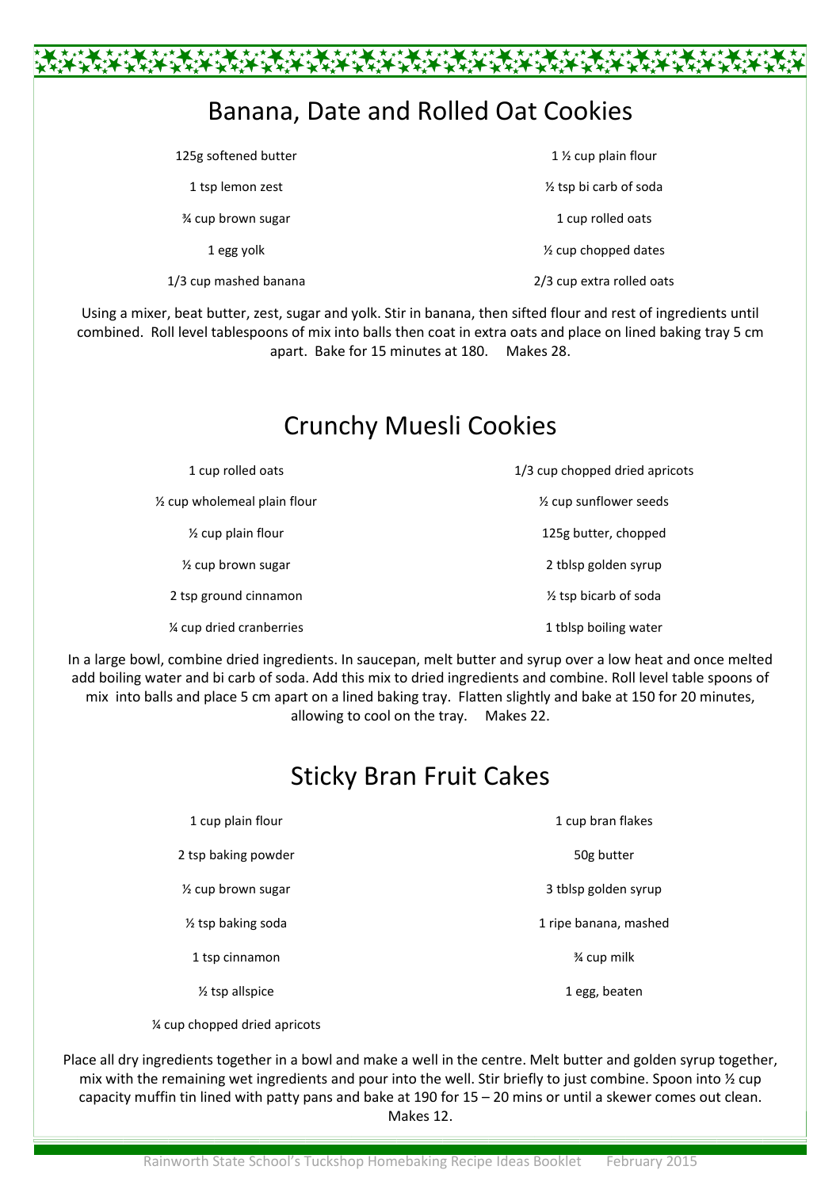# Banana, Date and Rolled Oat Cookies

- 125g softened butter
- 1 tsp lemon zest
- ¾ cup brown sugar
- 1 egg yolk
- 1/3 cup mashed banana
- 1 ½ cup plain flour
- ½ tsp bi carb of soda
- 1 cup rolled oats
- ½ cup chopped dates
- 2/3 cup extra rolled oats

Using a mixer, beat butter, zest, sugar and yolk. Stir in banana, then sifted flour and rest of ingredients until combined. Roll level tablespoons of mix into balls then coat in extra oats and place on lined baking tray 5 cm apart. Bake for 15 minutes at 180. Makes 28.

# Crunchy Muesli Cookies

- 1 cup rolled oats
- ½ cup wholemeal plain flour
- ½ cup plain flour
- ½ cup brown sugar
- 2 tsp ground cinnamon
- ¼ cup dried cranberries
- 1/3 cup chopped dried apricots
- ½ cup sunflower seeds
- 125g butter, chopped
- 2 tblsp golden syrup
- ½ tsp bicarb of soda
- 1 tblsp boiling water

In a large bowl, combine dried ingredients. In saucepan, melt butter and syrup over a low heat and once melted add boiling water and bi carb of soda. Add this mix to dried ingredients and combine. Roll level table spoons of mix into balls and place 5 cm apart on a lined baking tray. Flatten slightly and bake at 150 for 20 minutes, allowing to cool on the tray. Makes 22.

# Sticky Bran Fruit Cakes

- 1 cup plain flour
- 2 tsp baking powder
- ½ cup brown sugar
- ½ tsp baking soda
- 1 tsp cinnamon
- ½ tsp allspice
- ¼ cup chopped dried apricots
- 1 cup bran flakes
- 50g butter
- 3 tblsp golden syrup
- 1 ripe banana, mashed
- ¾ cup milk
- 1 egg, beaten

Place all dry ingredients together in a bowl and make a well in the centre. Melt butter and golden syrup together, mix with the remaining wet ingredients and pour into the well. Stir briefly to just combine. Spoon into ½ cup capacity muffin tin lined with patty pans and bake at 190 for 15 – 20 mins or until a skewer comes out clean. Makes 12.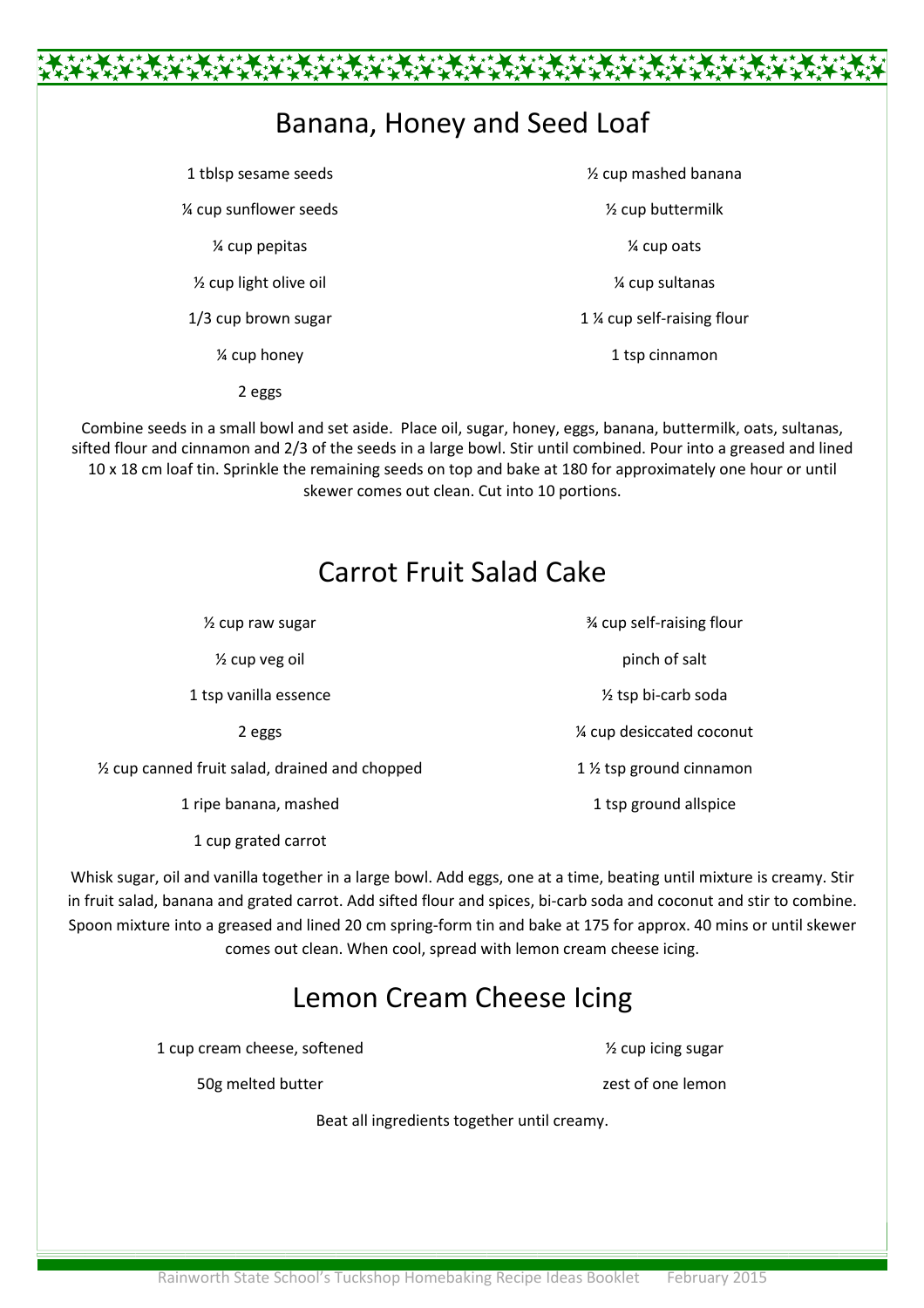# Banana, Honey and Seed Loaf

- 1 tblsp sesame seeds
- ¼ cup sunflower seeds
- ¼ cup pepitas
- ½ cup light olive oil
- 1/3 cup brown sugar
- ¼ cup honey
- 2 eggs
- ½ cup mashed banana
- ½ cup buttermilk
- ¼ cup oats
- ¼ cup sultanas
- 1 ¼ cup self-raising flour
- 1 tsp cinnamon

Combine seeds in a small bowl and set aside. Place oil, sugar, honey, eggs, banana, buttermilk, oats, sultanas, sifted flour and cinnamon and 2/3 of the seeds in a large bowl. Stir until combined. Pour into a greased and lined 10 x 18 cm loaf tin. Sprinkle the remaining seeds on top and bake at 180 for approximately one hour or until skewer comes out clean. Cut into 10 portions.

# Carrot Fruit Salad Cake

- ½ cup raw sugar
- ½ cup veg oil
- 1 tsp vanilla essence
- 2 eggs
- ½ cup canned fruit salad, drained and chopped
- 1 ripe banana, mashed
- 1 cup grated carrot
- ¾ cup self-raising flour
- pinch of salt
- ½ tsp bi-carb soda
- ¼ cup desiccated coconut
- 1 ½ tsp ground cinnamon
- 1 tsp ground allspice

Whisk sugar, oil and vanilla together in a large bowl. Add eggs, one at a time, beating until mixture is creamy. Stir in fruit salad, banana and grated carrot. Add sifted flour and spices, bi-carb soda and coconut and stir to combine. Spoon mixture into a greased and lined 20 cm spring-form tin and bake at 175 for approx. 40 mins or until skewer comes out clean. When cool, spread with lemon cream cheese icing.

# Lemon Cream Cheese Icing

- 1 cup cream cheese, softened
- 50g melted butter
- ½ cup icing sugar
- zest of one lemon

Beat all ingredients together until creamy.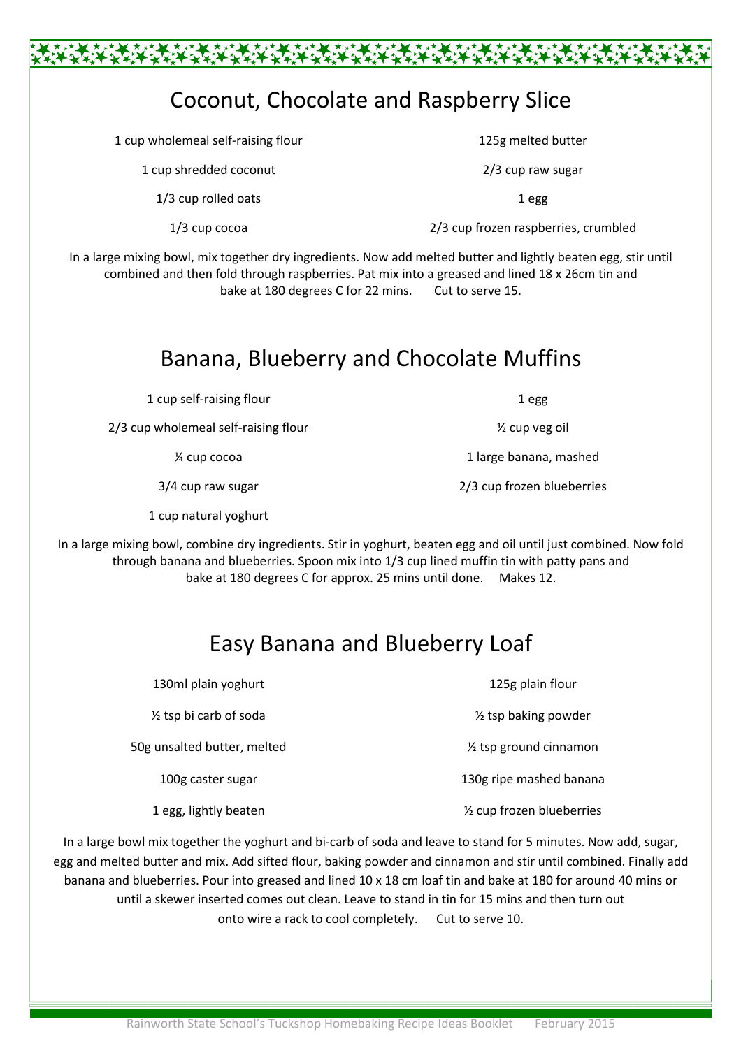## Coconut, Chocolate and Raspberry Slice

- 1 cup wholemeal self-raising flour
- 1 cup shredded coconut
- 1/3 cup rolled oats
- 1/3 cup cocoa
- 125g melted butter
- 2/3 cup raw sugar
- 1 egg
- 2/3 cup frozen raspberries, crumbled

In a large mixing bowl, mix together dry ingredients. Now add melted butter and lightly beaten egg, stir until combined and then fold through raspberries. Pat mix into a greased and lined 18 x 26cm tin and bake at 180 degrees C for 22 mins. Cut to serve 15.

## Banana, Blueberry and Chocolate Muffins

- 1 cup self-raising flour
- 2/3 cup wholemeal self-raising flour
- ¼ cup cocoa
- 3/4 cup raw sugar
- 1 cup natural yoghurt
- 1 egg
- ½ cup veg oil
- 1 large banana, mashed
- 2/3 cup frozen blueberries

In a large mixing bowl, combine dry ingredients. Stir in yoghurt, beaten egg and oil until just combined. Now fold through banana and blueberries. Spoon mix into 1/3 cup lined muffin tin with patty pans and bake at 180 degrees C for approx. 25 mins until done. Makes 12.

## Easy Banana and Blueberry Loaf

- 130ml plain yoghurt
- ½ tsp bi carb of soda
- 50g unsalted butter, melted
- 100g caster sugar
- 1 egg, lightly beaten
- 125g plain flour
- ½ tsp baking powder
- ½ tsp ground cinnamon
- 130g ripe mashed banana
- ½ cup frozen blueberries

In a large bowl mix together the yoghurt and bi-carb of soda and leave to stand for 5 minutes. Now add, sugar, egg and melted butter and mix. Add sifted flour, baking powder and cinnamon and stir until combined. Finally add banana and blueberries. Pour into greased and lined 10 x 18 cm loaf tin and bake at 180 for around 40 mins or until a skewer inserted comes out clean. Leave to stand in tin for 15 mins and then turn out onto wire a rack to cool completely. Cut to serve 10.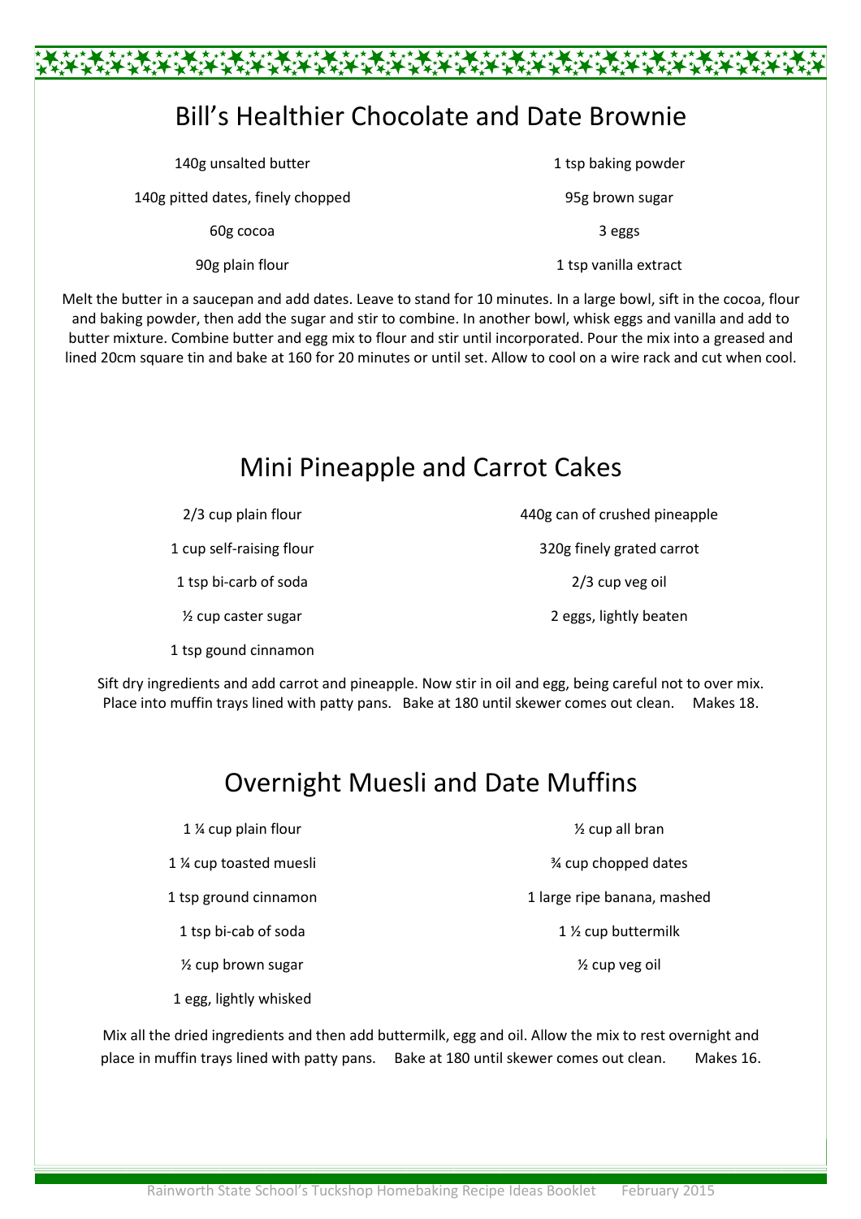## Bill's Healthier Chocolate and Date Brownie

- 140g unsalted butter
- 140g pitted dates, finely chopped
- 60g cocoa
- 90g plain flour
- 1 tsp baking powder
- 95g brown sugar
- 3 eggs
- 1 tsp vanilla extract

Melt the butter in a saucepan and add dates. Leave to stand for 10 minutes. In a large bowl, sift in the cocoa, flour and baking powder, then add the sugar and stir to combine. In another bowl, whisk eggs and vanilla and add to butter mixture. Combine butter and egg mix to flour and stir until incorporated. Pour the mix into a greased and lined 20cm square tin and bake at 160 for 20 minutes or until set. Allow to cool on a wire rack and cut when cool.

## Mini Pineapple and Carrot Cakes

- 2/3 cup plain flour
- 1 cup self-raising flour
- 1 tsp bi-carb of soda
- ½ cup caster sugar
- 1 tsp gound cinnamon
- 440g can of crushed pineapple
- 320g finely grated carrot
- 2/3 cup veg oil
- 2 eggs, lightly beaten

Sift dry ingredients and add carrot and pineapple. Now stir in oil and egg, being careful not to over mix. Place into muffin trays lined with patty pans. Bake at 180 until skewer comes out clean. Makes 18.

## Overnight Muesli and Date Muffins

- 1 ¼ cup plain flour
- 1 ¼ cup toasted muesli
- 1 tsp ground cinnamon
- 1 tsp bi-cab of soda
- ½ cup brown sugar
- 1 egg, lightly whisked
- ½ cup all bran
- ¾ cup chopped dates
- 1 large ripe banana, mashed
- 1 ½ cup buttermilk
- ½ cup veg oil

Mix all the dried ingredients and then add buttermilk, egg and oil. Allow the mix to rest overnight and place in muffin trays lined with patty pans. Bake at 180 until skewer comes out clean. Makes 16.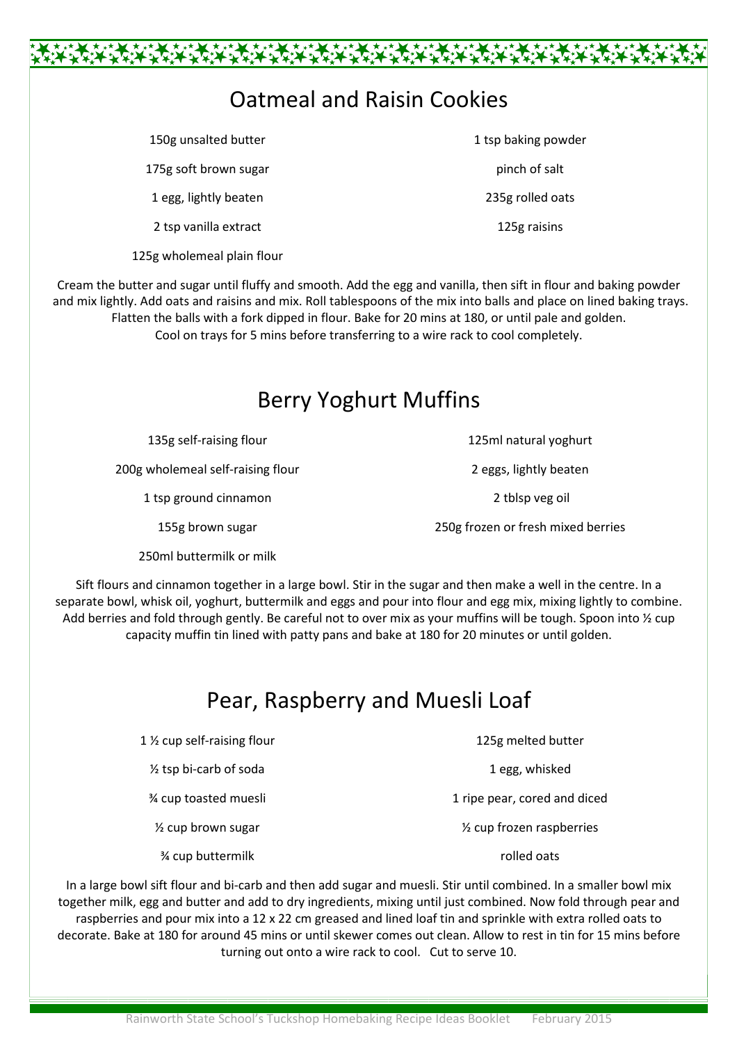## Oatmeal and Raisin Cookies

- 150g unsalted butter
- 175g soft brown sugar
- 1 egg, lightly beaten
- 2 tsp vanilla extract
- 125g wholemeal plain flour
- 1 tsp baking powder
- pinch of salt
- 235g rolled oats
- 125g raisins

Cream the butter and sugar until fluffy and smooth. Add the egg and vanilla, then sift in flour and baking powder and mix lightly. Add oats and raisins and mix. Roll tablespoons of the mix into balls and place on lined baking trays. Flatten the balls with a fork dipped in flour. Bake for 20 mins at 180, or until pale and golden. Cool on trays for 5 mins before transferring to a wire rack to cool completely.

## Berry Yoghurt Muffins

- 135g self-raising flour
- 200g wholemeal self-raising flour
- 1 tsp ground cinnamon
- 155g brown sugar
- 250ml buttermilk or milk
- 125ml natural yoghurt
- 2 eggs, lightly beaten
- 2 tblsp veg oil
- 250g frozen or fresh mixed berries

Sift flours and cinnamon together in a large bowl. Stir in the sugar and then make a well in the centre. In a separate bowl, whisk oil, yoghurt, buttermilk and eggs and pour into flour and egg mix, mixing lightly to combine. Add berries and fold through gently. Be careful not to over mix as your muffins will be tough. Spoon into ½ cup capacity muffin tin lined with patty pans and bake at 180 for 20 minutes or until golden.

## Pear, Raspberry and Muesli Loaf

- 1 ½ cup self-raising flour
- ½ tsp bi-carb of soda
- ¾ cup toasted muesli
- ½ cup brown sugar
- ¾ cup buttermilk
- 125g melted butter
- 1 egg, whisked
- 1 ripe pear, cored and diced
- ½ cup frozen raspberries
- rolled oats

In a large bowl sift flour and bi-carb and then add sugar and muesli. Stir until combined. In a smaller bowl mix together milk, egg and butter and add to dry ingredients, mixing until just combined. Now fold through pear and raspberries and pour mix into a 12 x 22 cm greased and lined loaf tin and sprinkle with extra rolled oats to decorate. Bake at 180 for around 45 mins or until skewer comes out clean. Allow to rest in tin for 15 mins before turning out onto a wire rack to cool. Cut to serve 10.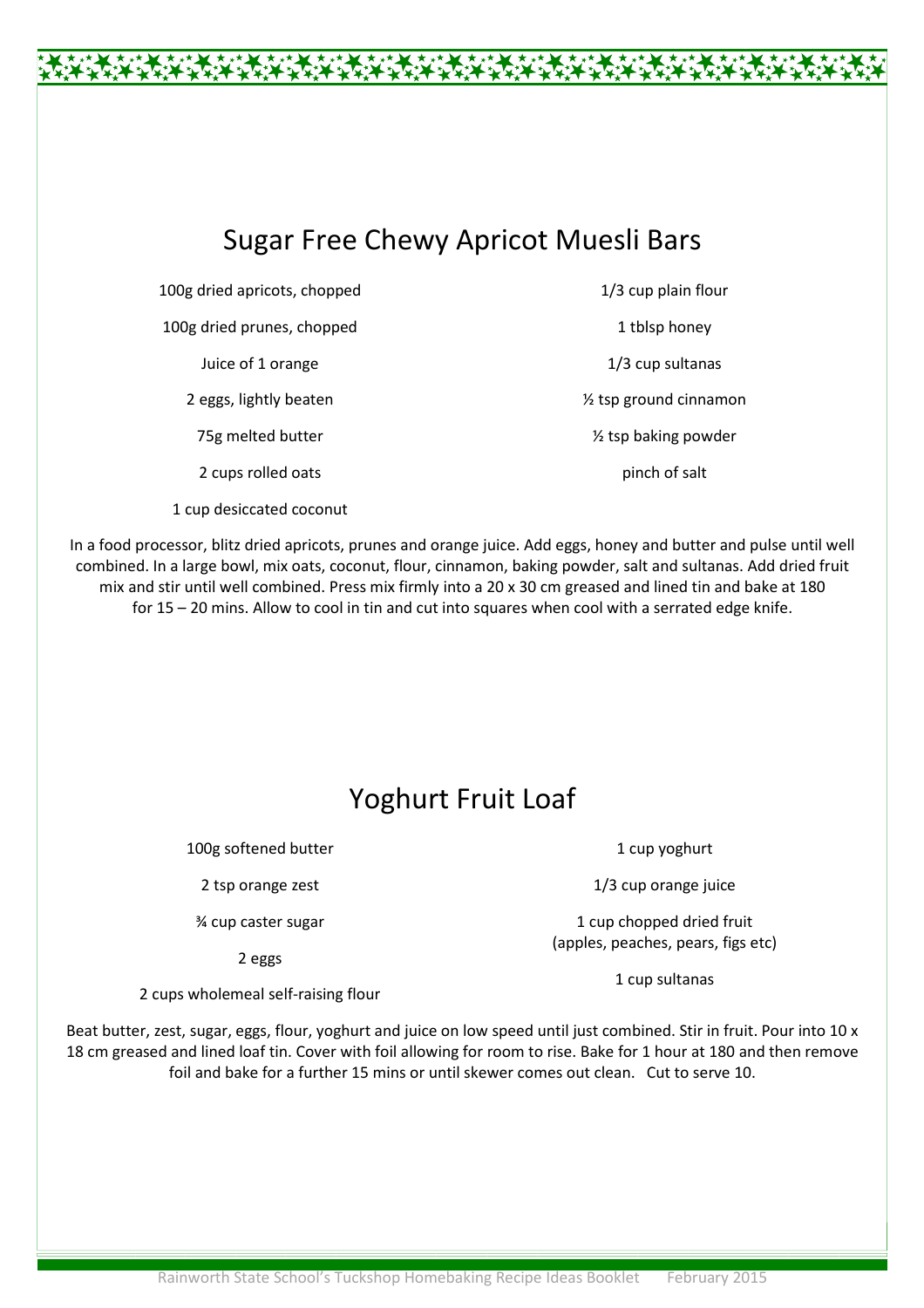## Sugar Free Chewy Apricot Muesli Bars

- 100g dried apricots, chopped
- 100g dried prunes, chopped
- Juice of 1 orange
- 2 eggs, lightly beaten
- 75g melted butter
- 2 cups rolled oats
- 1 cup desiccated coconut
- 1/3 cup plain flour
- 1 tblsp honey
- 1/3 cup sultanas
- ½ tsp ground cinnamon
- ½ tsp baking powder
- pinch of salt

In a food processor, blitz dried apricots, prunes and orange juice. Add eggs, honey and butter and pulse until well combined. In a large bowl, mix oats, coconut, flour, cinnamon, baking powder, salt and sultanas. Add dried fruit mix and stir until well combined. Press mix firmly into a 20 x 30 cm greased and lined tin and bake at 180 for 15 – 20 mins. Allow to cool in tin and cut into squares when cool with a serrated edge knife.

## Yoghurt Fruit Loaf

- 100g softened butter
- 2 tsp orange zest
- ¾ cup caster sugar
- 2 eggs
- 2 cups wholemeal self-raising flour
- 1 cup yoghurt
- 1/3 cup orange juice
- 1 cup chopped dried fruit (apples, peaches, pears, figs etc)
- 1 cup sultanas

Beat butter, zest, sugar, eggs, flour, yoghurt and juice on low speed until just combined. Stir in fruit. Pour into 10 x 18 cm greased and lined loaf tin. Cover with foil allowing for room to rise. Bake for 1 hour at 180 and then remove foil and bake for a further 15 mins or until skewer comes out clean. Cut to serve 10.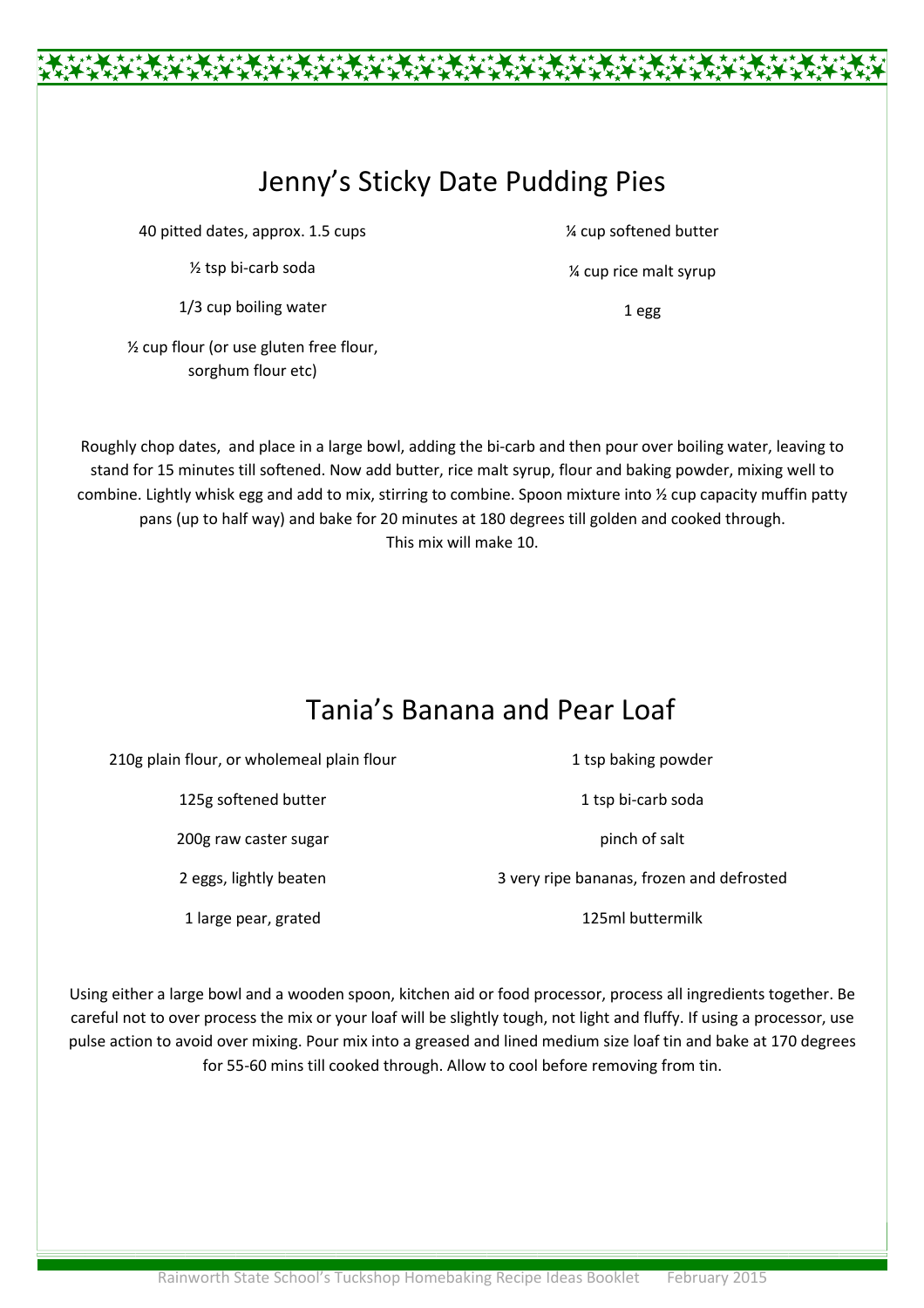# Jenny’s Sticky Date Pudding Pies

- 40 pitted dates, approx. 1.5 cups
- ½ tsp bi-carb soda
- 1/3 cup boiling water
- ½ cup flour (or use gluten free flour, sorghum flour etc)
- ¼ cup softened butter
- ¼ cup rice malt syrup
- 1 egg

Roughly chop dates, and place in a large bowl, adding the bi-carb and then pour over boiling water, leaving to stand for 15 minutes till softened. Now add butter, rice malt syrup, flour and baking powder, mixing well to combine. Lightly whisk egg and add to mix, stirring to combine. Spoon mixture into ½ cup capacity muffin patty pans (up to half way) and bake for 20 minutes at 180 degrees till golden and cooked through. This mix will make 10.

# Tania’s Banana and Pear Loaf

- 210g plain flour, or wholemeal plain flour
- 125g softened butter
- 200g raw caster sugar
- 2 eggs, lightly beaten
- 1 large pear, grated
- 1 tsp baking powder
- 1 tsp bi-carb soda
- pinch of salt
- 3 very ripe bananas, frozen and defrosted
- 125ml buttermilk

Using either a large bowl and a wooden spoon, kitchen aid or food processor, process all ingredients together. Be careful not to over process the mix or your loaf will be slightly tough, not light and fluffy. If using a processor, use pulse action to avoid over mixing. Pour mix into a greased and lined medium size loaf tin and bake at 170 degrees for 55-60 mins till cooked through. Allow to cool before removing from tin.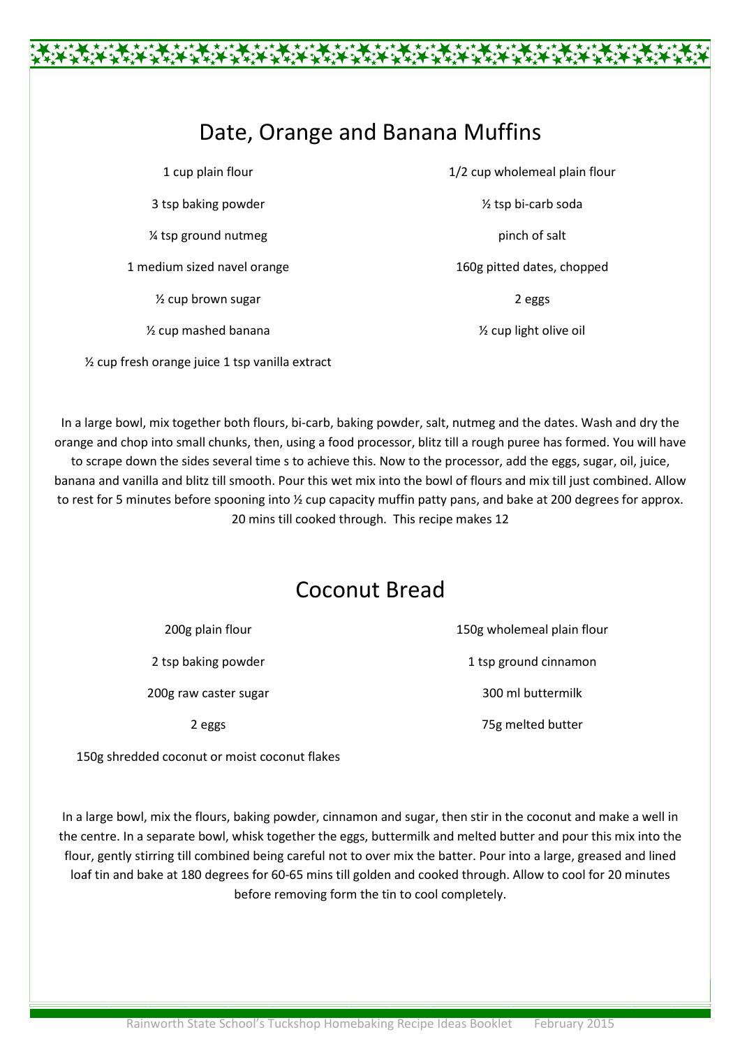# Date, Orange and Banana Muffins

1 cup plain flour

1/2 cup wholemeal plain flour

3 tsp baking powder

½ tsp bi-carb soda

¼ tsp ground nutmeg

pinch of salt

1 medium sized navel orange

160g pitted dates, chopped

½ cup brown sugar

2 eggs

½ cup mashed banana

½ cup light olive oil

½ cup fresh orange juice 1 tsp vanilla extract

In a large bowl, mix together both flours, bi-carb, baking powder, salt, nutmeg and the dates. Wash and dry the orange and chop into small chunks, then, using a food processor, blitz till a rough puree has formed. You will have to scrape down the sides several time s to achieve this. Now to the processor, add the eggs, sugar, oil, juice, banana and vanilla and blitz till smooth. Pour this wet mix into the bowl of flours and mix till just combined. Allow to rest for 5 minutes before spooning into ½ cup capacity muffin patty pans, and bake at 200 degrees for approx. 20 mins till cooked through. This recipe makes 12

# Coconut Bread

200g plain flour

150g wholemeal plain flour

2 tsp baking powder

1 tsp ground cinnamon

200g raw caster sugar

300 ml buttermilk

2 eggs

75g melted butter

150g shredded coconut or moist coconut flakes

In a large bowl, mix the flours, baking powder, cinnamon and sugar, then stir in the coconut and make a well in the centre. In a separate bowl, whisk together the eggs, buttermilk and melted butter and pour this mix into the flour, gently stirring till combined being careful not to over mix the batter. Pour into a large, greased and lined loaf tin and bake at 180 degrees for 60-65 mins till golden and cooked through. Allow to cool for 20 minutes before removing form the tin to cool completely.